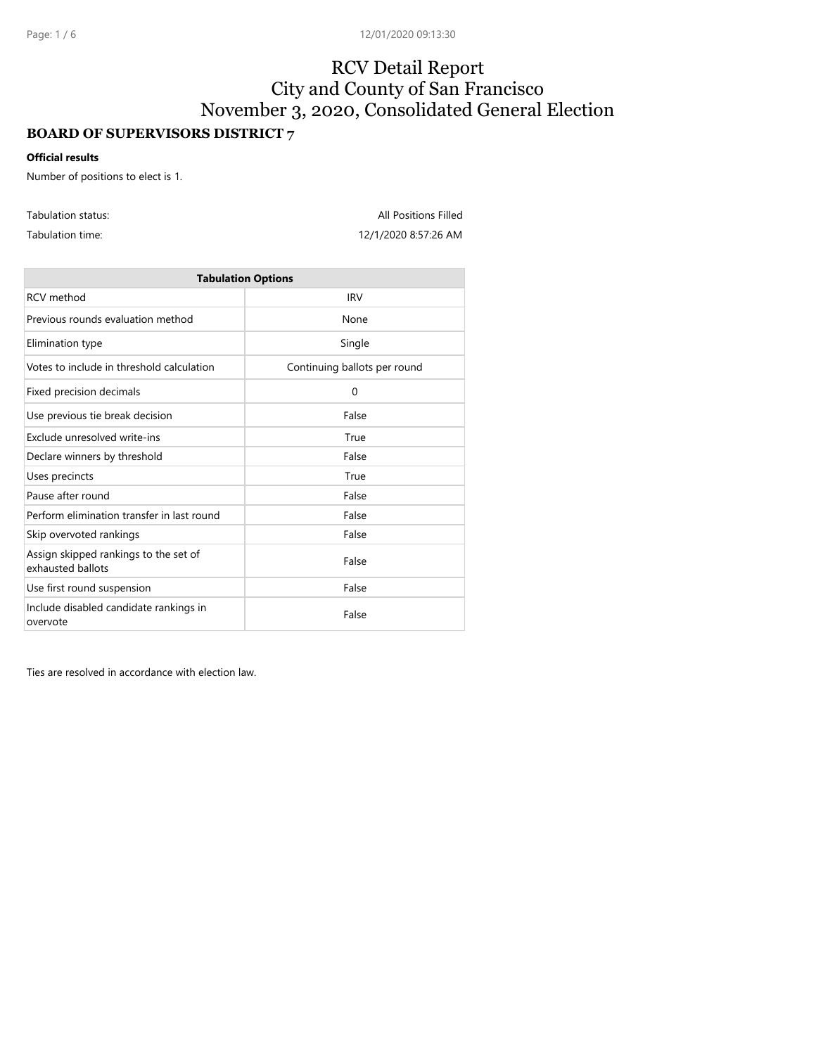# RCV Detail Report
# City and County of San Francisco
# November 3, 2020, Consolidated General Election

## BOARD OF SUPERVISORS DISTRICT 7

**Official results**

Number of positions to elect is 1.

| | |
|---|---|
| Tabulation status: | All Positions Filled |
| Tabulation time: | 12/1/2020 8:57:26 AM |

| Tabulation Options | |
|---|---|
| RCV method | IRV |
| Previous rounds evaluation method | None |
| Elimination type | Single |
| Votes to include in threshold calculation | Continuing ballots per round |
| Fixed precision decimals | 0 |
| Use previous tie break decision | False |
| Exclude unresolved write-ins | True |
| Declare winners by threshold | False |
| Uses precincts | True |
| Pause after round | False |
| Perform elimination transfer in last round | False |
| Skip overvoted rankings | False |
| Assign skipped rankings to the set of exhausted ballots | False |
| Use first round suspension | False |
| Include disabled candidate rankings in overvote | False |

Ties are resolved in accordance with election law.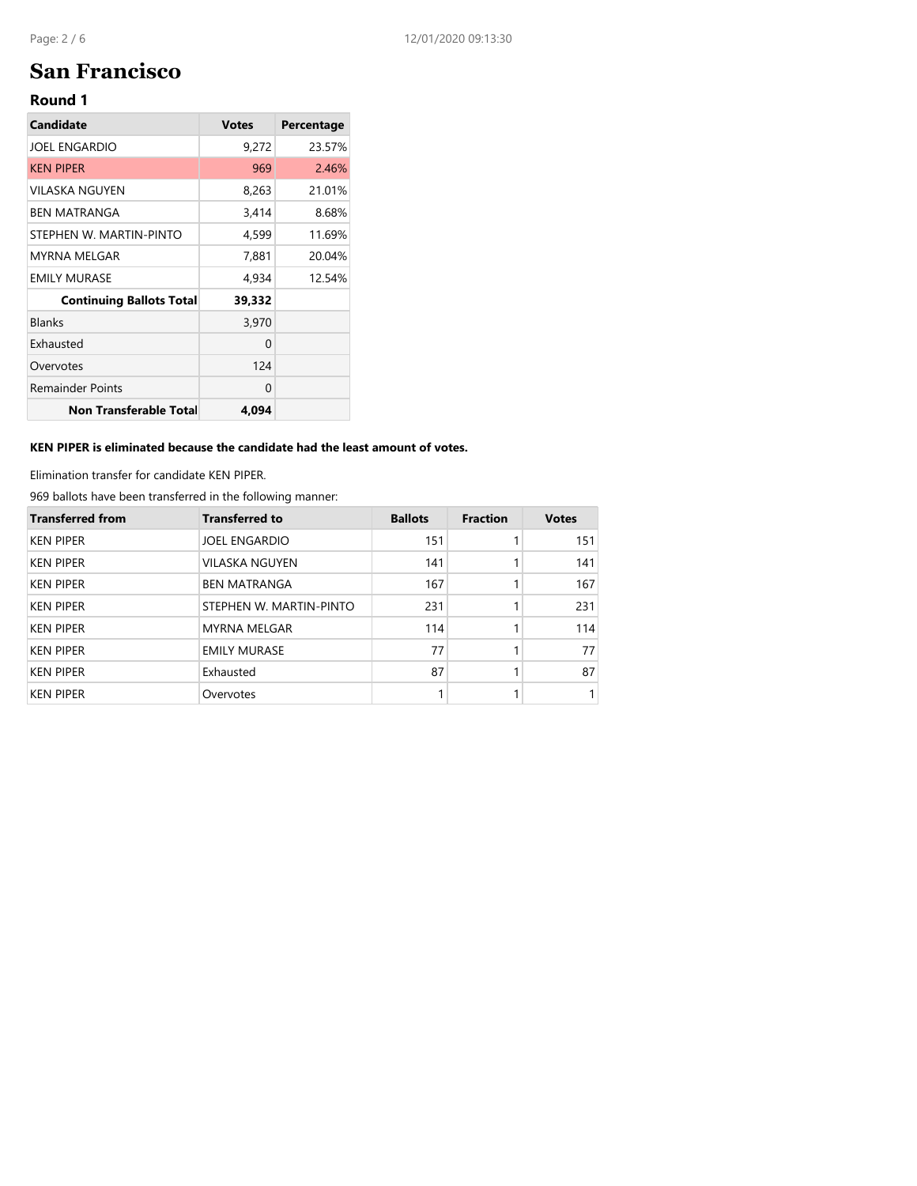# San Francisco

## Round 1

| Candidate | Votes | Percentage |
|---|---|---|
| JOEL ENGARDIO | 9,272 | 23.57% |
| KEN PIPER | 969 | 2.46% |
| VILASKA NGUYEN | 8,263 | 21.01% |
| BEN MATRANGA | 3,414 | 8.68% |
| STEPHEN W. MARTIN-PINTO | 4,599 | 11.69% |
| MYRNA MELGAR | 7,881 | 20.04% |
| EMILY MURASE | 4,934 | 12.54% |
| **Continuing Ballots Total** | **39,332** | |
| Blanks | 3,970 | |
| Exhausted | 0 | |
| Overvotes | 124 | |
| Remainder Points | 0 | |
| **Non Transferable Total** | **4,094** | |

**KEN PIPER is eliminated because the candidate had the least amount of votes.**

Elimination transfer for candidate KEN PIPER.

969 ballots have been transferred in the following manner:

| Transferred from | Transferred to | Ballots | Fraction | Votes |
|---|---|---|---|---|
| KEN PIPER | JOEL ENGARDIO | 151 | 1 | 151 |
| KEN PIPER | VILASKA NGUYEN | 141 | 1 | 141 |
| KEN PIPER | BEN MATRANGA | 167 | 1 | 167 |
| KEN PIPER | STEPHEN W. MARTIN-PINTO | 231 | 1 | 231 |
| KEN PIPER | MYRNA MELGAR | 114 | 1 | 114 |
| KEN PIPER | EMILY MURASE | 77 | 1 | 77 |
| KEN PIPER | Exhausted | 87 | 1 | 87 |
| KEN PIPER | Overvotes | 1 | 1 | 1 |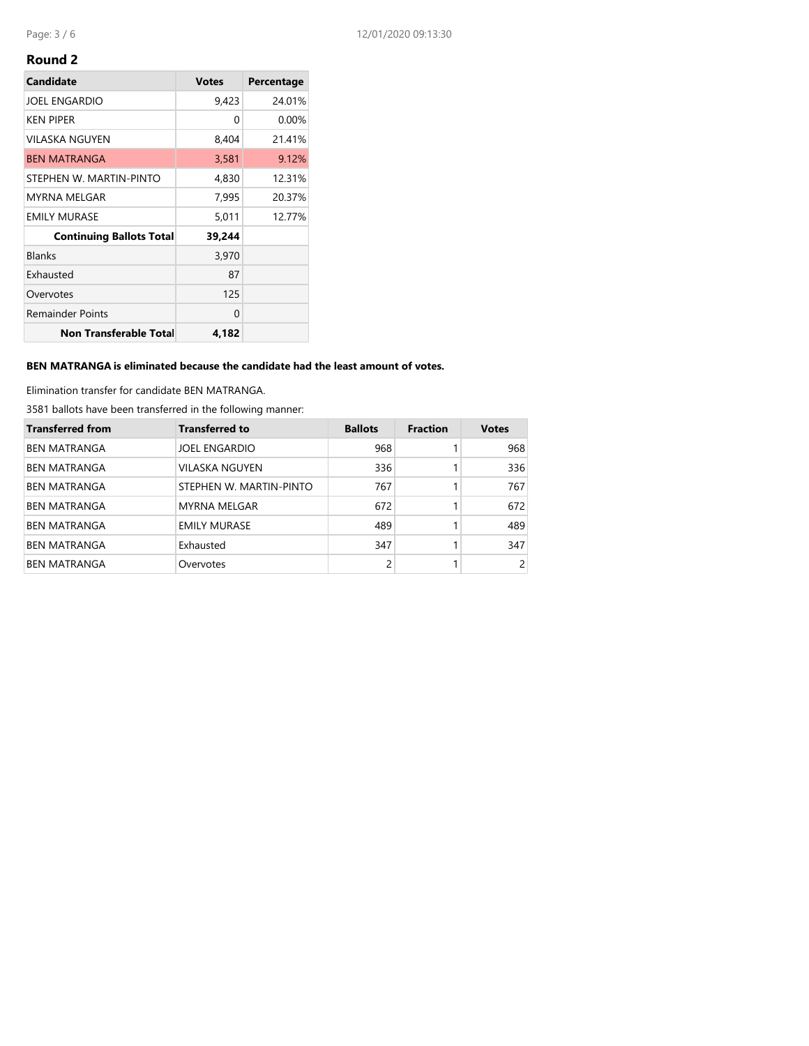## Round 2

| Candidate | Votes | Percentage |
|---|---|---|
| JOEL ENGARDIO | 9,423 | 24.01% |
| KEN PIPER | 0 | 0.00% |
| VILASKA NGUYEN | 8,404 | 21.41% |
| BEN MATRANGA | 3,581 | 9.12% |
| STEPHEN W. MARTIN-PINTO | 4,830 | 12.31% |
| MYRNA MELGAR | 7,995 | 20.37% |
| EMILY MURASE | 5,011 | 12.77% |
| **Continuing Ballots Total** | **39,244** | |
| Blanks | 3,970 | |
| Exhausted | 87 | |
| Overvotes | 125 | |
| Remainder Points | 0 | |
| **Non Transferable Total** | **4,182** | |

**BEN MATRANGA is eliminated because the candidate had the least amount of votes.**

Elimination transfer for candidate BEN MATRANGA.

3581 ballots have been transferred in the following manner:

| Transferred from | Transferred to | Ballots | Fraction | Votes |
|---|---|---|---|---|
| BEN MATRANGA | JOEL ENGARDIO | 968 | 1 | 968 |
| BEN MATRANGA | VILASKA NGUYEN | 336 | 1 | 336 |
| BEN MATRANGA | STEPHEN W. MARTIN-PINTO | 767 | 1 | 767 |
| BEN MATRANGA | MYRNA MELGAR | 672 | 1 | 672 |
| BEN MATRANGA | EMILY MURASE | 489 | 1 | 489 |
| BEN MATRANGA | Exhausted | 347 | 1 | 347 |
| BEN MATRANGA | Overvotes | 2 | 1 | 2 |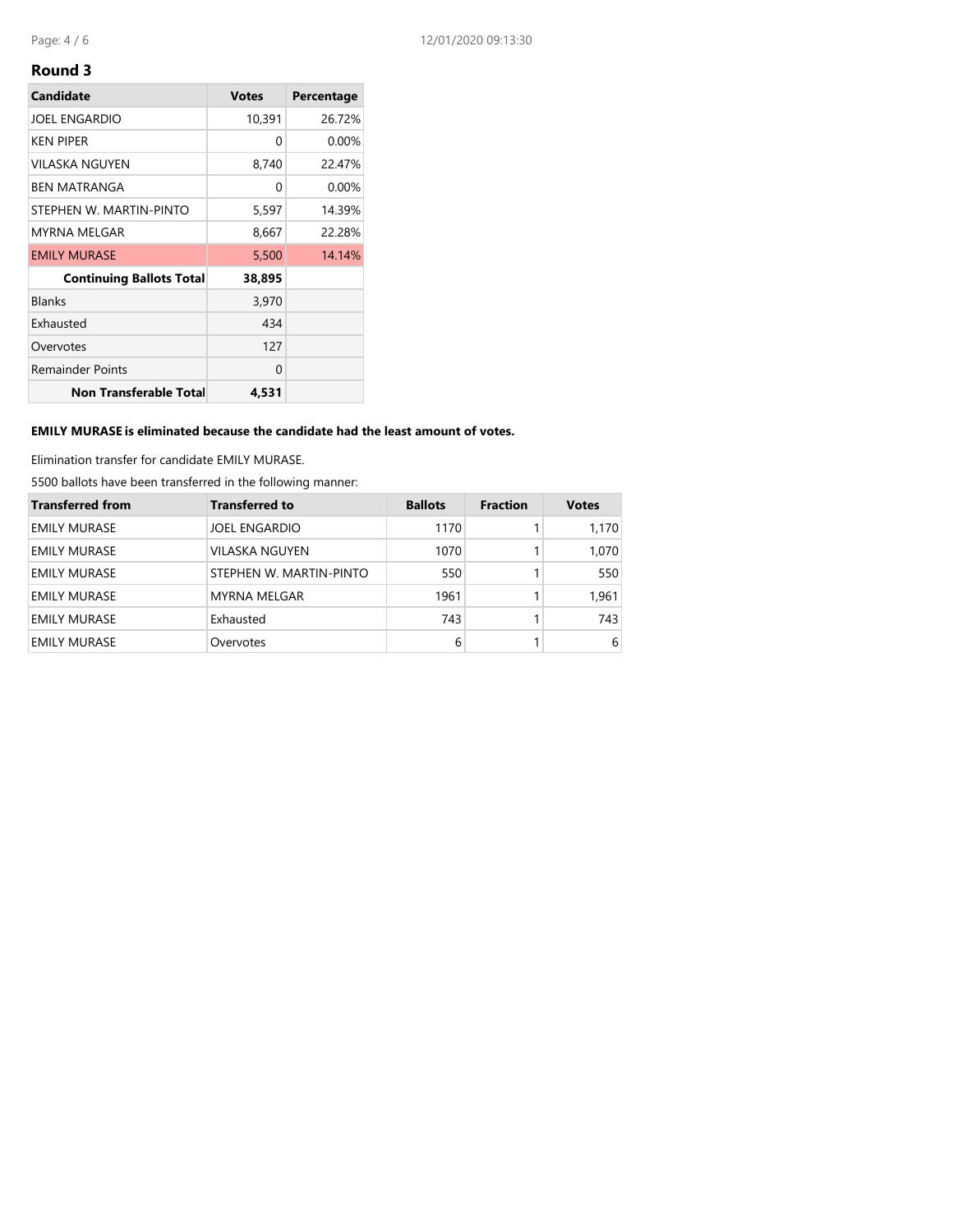## Round 3

| Candidate | Votes | Percentage |
|---|---|---|
| JOEL ENGARDIO | 10,391 | 26.72% |
| KEN PIPER | 0 | 0.00% |
| VILASKA NGUYEN | 8,740 | 22.47% |
| BEN MATRANGA | 0 | 0.00% |
| STEPHEN W. MARTIN-PINTO | 5,597 | 14.39% |
| MYRNA MELGAR | 8,667 | 22.28% |
| EMILY MURASE | 5,500 | 14.14% |
| **Continuing Ballots Total** | **38,895** | |
| Blanks | 3,970 | |
| Exhausted | 434 | |
| Overvotes | 127 | |
| Remainder Points | 0 | |
| **Non Transferable Total** | **4,531** | |

**EMILY MURASE is eliminated because the candidate had the least amount of votes.**

Elimination transfer for candidate EMILY MURASE.

5500 ballots have been transferred in the following manner:

| Transferred from | Transferred to | Ballots | Fraction | Votes |
|---|---|---|---|---|
| EMILY MURASE | JOEL ENGARDIO | 1170 | 1 | 1,170 |
| EMILY MURASE | VILASKA NGUYEN | 1070 | 1 | 1,070 |
| EMILY MURASE | STEPHEN W. MARTIN-PINTO | 550 | 1 | 550 |
| EMILY MURASE | MYRNA MELGAR | 1961 | 1 | 1,961 |
| EMILY MURASE | Exhausted | 743 | 1 | 743 |
| EMILY MURASE | Overvotes | 6 | 1 | 6 |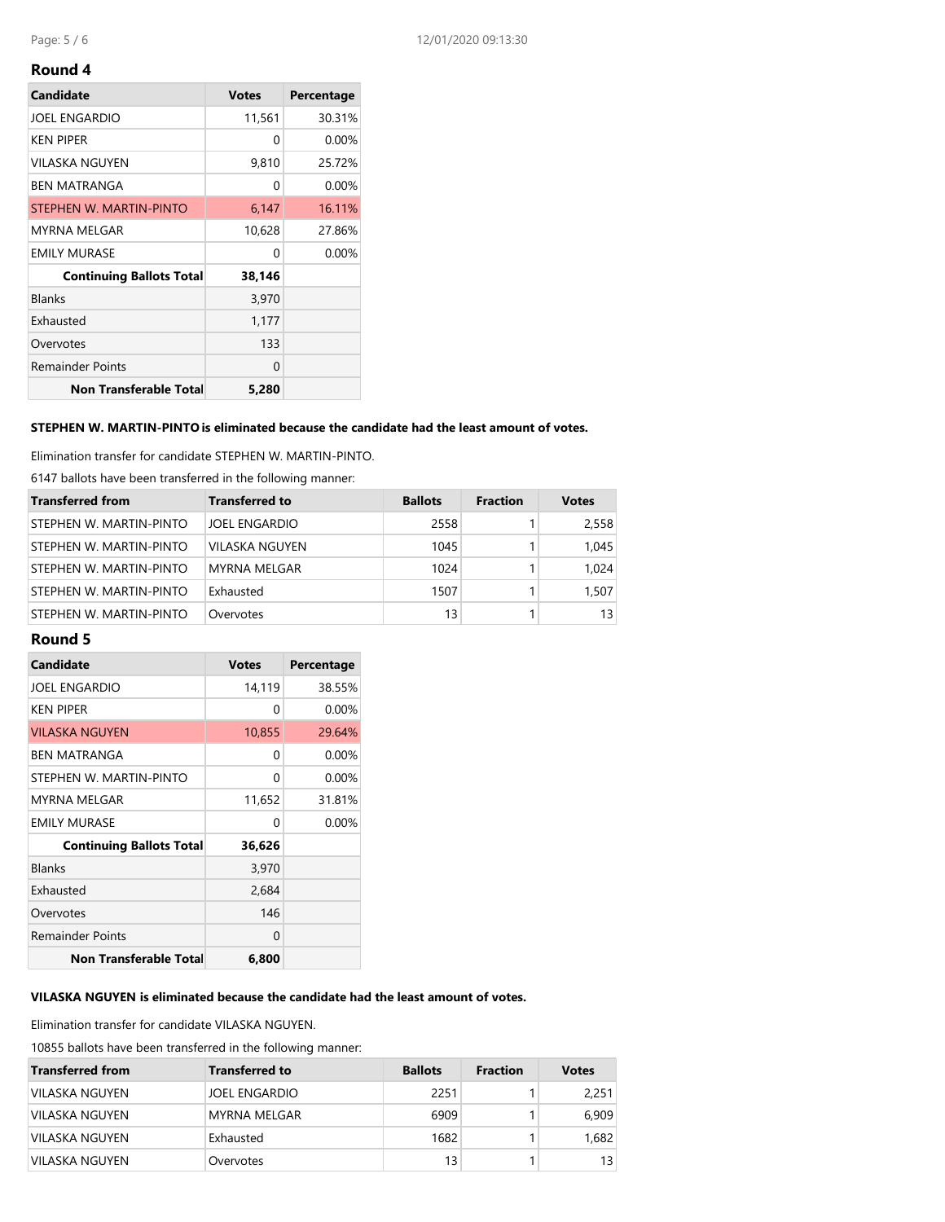## Round 4

| Candidate | Votes | Percentage |
| --- | --- | --- |
| JOEL ENGARDIO | 11,561 | 30.31% |
| KEN PIPER | 0 | 0.00% |
| VILASKA NGUYEN | 9,810 | 25.72% |
| BEN MATRANGA | 0 | 0.00% |
| STEPHEN W. MARTIN-PINTO | 6,147 | 16.11% |
| MYRNA MELGAR | 10,628 | 27.86% |
| EMILY MURASE | 0 | 0.00% |
| **Continuing Ballots Total** | **38,146** | |
| Blanks | 3,970 | |
| Exhausted | 1,177 | |
| Overvotes | 133 | |
| Remainder Points | 0 | |
| **Non Transferable Total** | **5,280** | |

**STEPHEN W. MARTIN-PINTO is eliminated because the candidate had the least amount of votes.**

Elimination transfer for candidate STEPHEN W. MARTIN-PINTO.

6147 ballots have been transferred in the following manner:

| Transferred from | Transferred to | Ballots | Fraction | Votes |
| --- | --- | --- | --- | --- |
| STEPHEN W. MARTIN-PINTO | JOEL ENGARDIO | 2558 | 1 | 2,558 |
| STEPHEN W. MARTIN-PINTO | VILASKA NGUYEN | 1045 | 1 | 1,045 |
| STEPHEN W. MARTIN-PINTO | MYRNA MELGAR | 1024 | 1 | 1,024 |
| STEPHEN W. MARTIN-PINTO | Exhausted | 1507 | 1 | 1,507 |
| STEPHEN W. MARTIN-PINTO | Overvotes | 13 | 1 | 13 |

## Round 5

| Candidate | Votes | Percentage |
| --- | --- | --- |
| JOEL ENGARDIO | 14,119 | 38.55% |
| KEN PIPER | 0 | 0.00% |
| VILASKA NGUYEN | 10,855 | 29.64% |
| BEN MATRANGA | 0 | 0.00% |
| STEPHEN W. MARTIN-PINTO | 0 | 0.00% |
| MYRNA MELGAR | 11,652 | 31.81% |
| EMILY MURASE | 0 | 0.00% |
| **Continuing Ballots Total** | **36,626** | |
| Blanks | 3,970 | |
| Exhausted | 2,684 | |
| Overvotes | 146 | |
| Remainder Points | 0 | |
| **Non Transferable Total** | **6,800** | |

**VILASKA NGUYEN is eliminated because the candidate had the least amount of votes.**

Elimination transfer for candidate VILASKA NGUYEN.

10855 ballots have been transferred in the following manner:

| Transferred from | Transferred to | Ballots | Fraction | Votes |
| --- | --- | --- | --- | --- |
| VILASKA NGUYEN | JOEL ENGARDIO | 2251 | 1 | 2,251 |
| VILASKA NGUYEN | MYRNA MELGAR | 6909 | 1 | 6,909 |
| VILASKA NGUYEN | Exhausted | 1682 | 1 | 1,682 |
| VILASKA NGUYEN | Overvotes | 13 | 1 | 13 |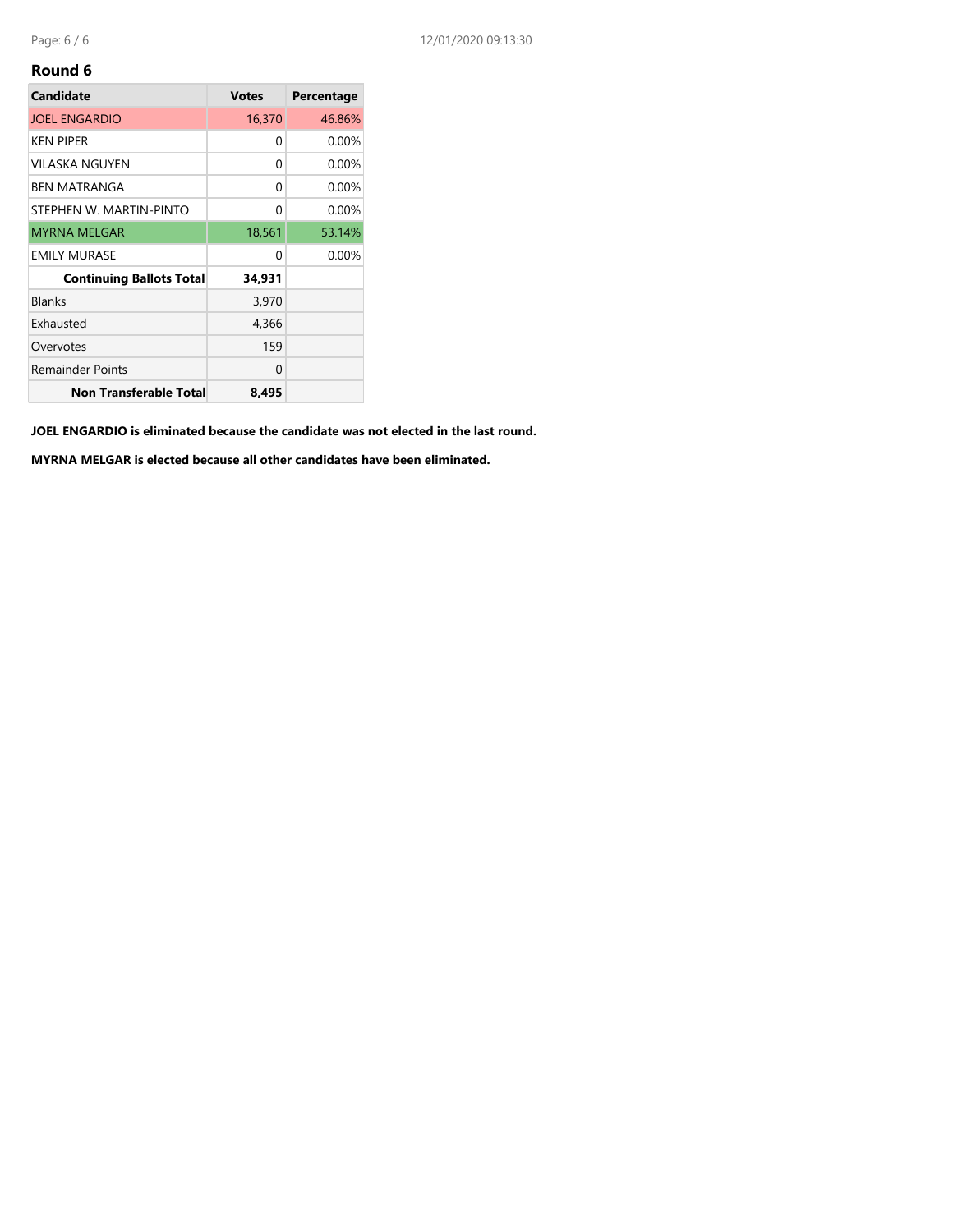## Round 6

| Candidate | Votes | Percentage |
| --- | --- | --- |
| JOEL ENGARDIO | 16,370 | 46.86% |
| KEN PIPER | 0 | 0.00% |
| VILASKA NGUYEN | 0 | 0.00% |
| BEN MATRANGA | 0 | 0.00% |
| STEPHEN W. MARTIN-PINTO | 0 | 0.00% |
| MYRNA MELGAR | 18,561 | 53.14% |
| EMILY MURASE | 0 | 0.00% |
| **Continuing Ballots Total** | **34,931** | |
| Blanks | 3,970 | |
| Exhausted | 4,366 | |
| Overvotes | 159 | |
| Remainder Points | 0 | |
| **Non Transferable Total** | **8,495** | |

**JOEL ENGARDIO is eliminated because the candidate was not elected in the last round.**

**MYRNA MELGAR is elected because all other candidates have been eliminated.**